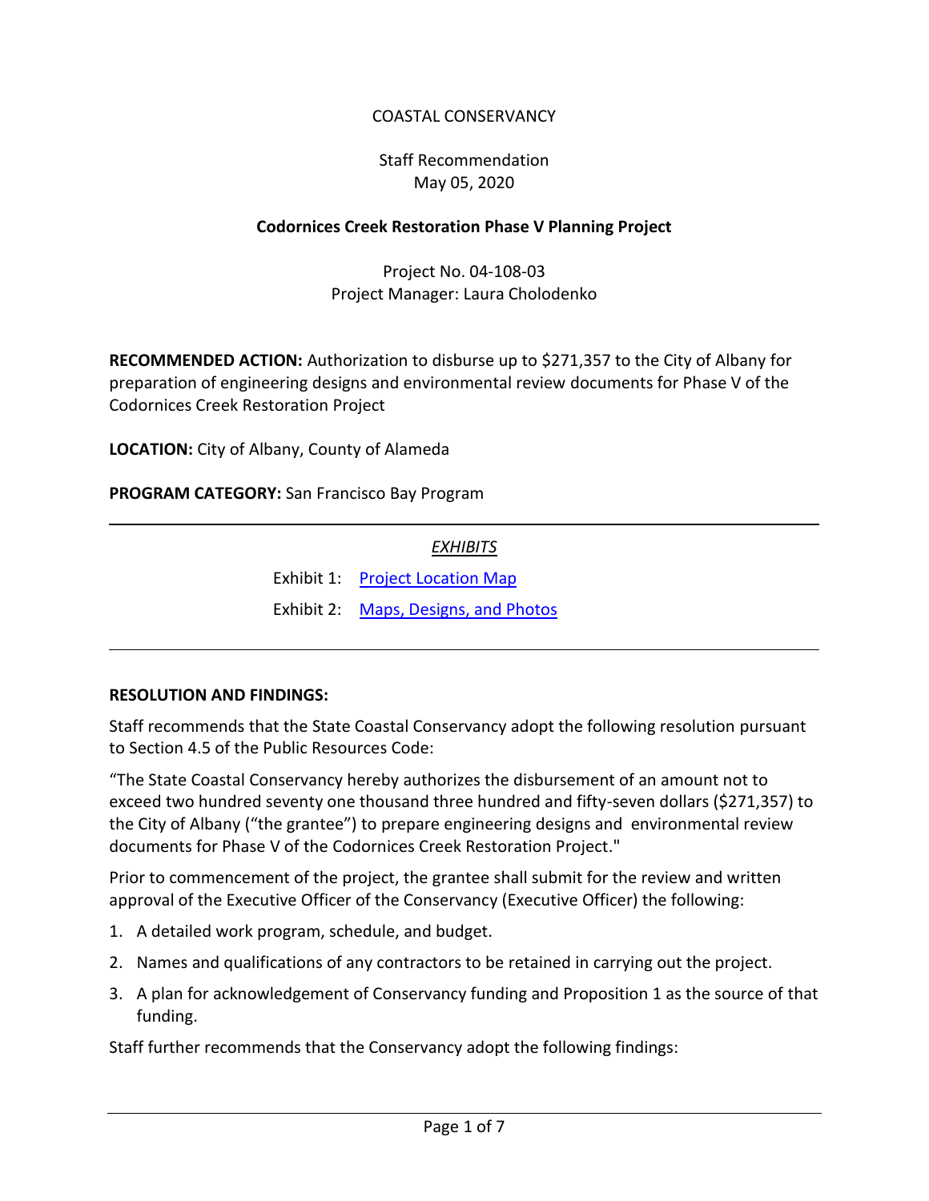COASTAL CONSERVANCY

Staff Recommendation
May 05, 2020

**Codornices Creek Restoration Phase V Planning Project**

Project No. 04-108-03
Project Manager: Laura Cholodenko

**RECOMMENDED ACTION:** Authorization to disburse up to $271,357 to the City of Albany for preparation of engineering designs and environmental review documents for Phase V of the Codornices Creek Restoration Project

**LOCATION:** City of Albany, County of Alameda

**PROGRAM CATEGORY:** San Francisco Bay Program

---

*EXHIBITS*

Exhibit 1: Project Location Map

Exhibit 2: Maps, Designs, and Photos

---

**RESOLUTION AND FINDINGS:**

Staff recommends that the State Coastal Conservancy adopt the following resolution pursuant to Section 4.5 of the Public Resources Code:

"The State Coastal Conservancy hereby authorizes the disbursement of an amount not to exceed two hundred seventy one thousand three hundred and fifty-seven dollars ($271,357) to the City of Albany ("the grantee") to prepare engineering designs and environmental review documents for Phase V of the Codornices Creek Restoration Project."

Prior to commencement of the project, the grantee shall submit for the review and written approval of the Executive Officer of the Conservancy (Executive Officer) the following:

1. A detailed work program, schedule, and budget.
2. Names and qualifications of any contractors to be retained in carrying out the project.
3. A plan for acknowledgement of Conservancy funding and Proposition 1 as the source of that funding.

Staff further recommends that the Conservancy adopt the following findings: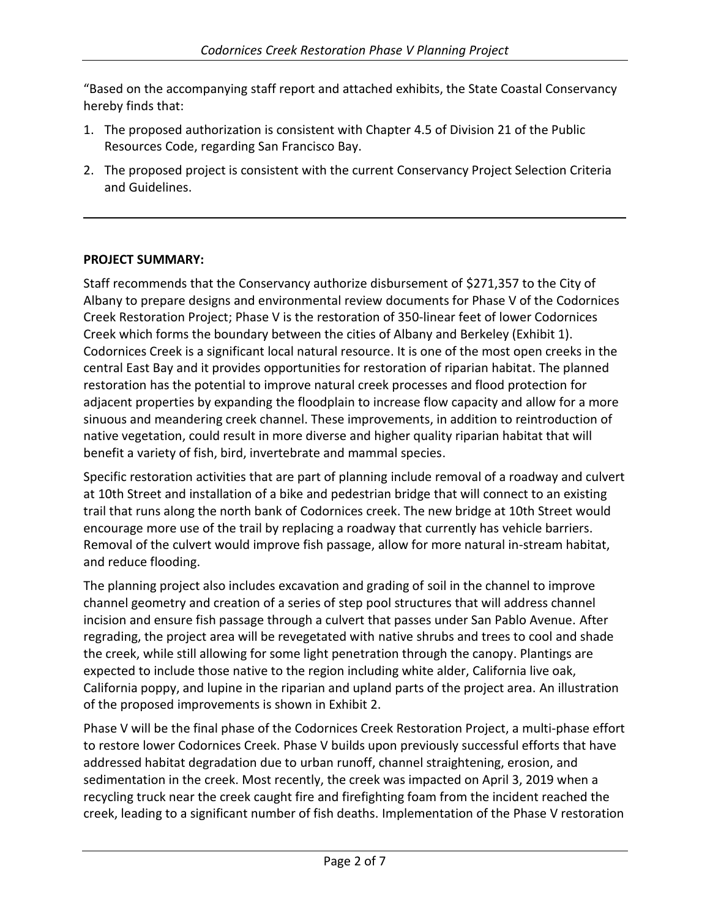"Based on the accompanying staff report and attached exhibits, the State Coastal Conservancy hereby finds that:

1. The proposed authorization is consistent with Chapter 4.5 of Division 21 of the Public Resources Code, regarding San Francisco Bay.
2. The proposed project is consistent with the current Conservancy Project Selection Criteria and Guidelines.

---

**PROJECT SUMMARY:**

Staff recommends that the Conservancy authorize disbursement of $271,357 to the City of Albany to prepare designs and environmental review documents for Phase V of the Codornices Creek Restoration Project; Phase V is the restoration of 350-linear feet of lower Codornices Creek which forms the boundary between the cities of Albany and Berkeley (Exhibit 1). Codornices Creek is a significant local natural resource. It is one of the most open creeks in the central East Bay and it provides opportunities for restoration of riparian habitat. The planned restoration has the potential to improve natural creek processes and flood protection for adjacent properties by expanding the floodplain to increase flow capacity and allow for a more sinuous and meandering creek channel. These improvements, in addition to reintroduction of native vegetation, could result in more diverse and higher quality riparian habitat that will benefit a variety of fish, bird, invertebrate and mammal species.

Specific restoration activities that are part of planning include removal of a roadway and culvert at 10th Street and installation of a bike and pedestrian bridge that will connect to an existing trail that runs along the north bank of Codornices creek. The new bridge at 10th Street would encourage more use of the trail by replacing a roadway that currently has vehicle barriers. Removal of the culvert would improve fish passage, allow for more natural in-stream habitat, and reduce flooding.

The planning project also includes excavation and grading of soil in the channel to improve channel geometry and creation of a series of step pool structures that will address channel incision and ensure fish passage through a culvert that passes under San Pablo Avenue. After regrading, the project area will be revegetated with native shrubs and trees to cool and shade the creek, while still allowing for some light penetration through the canopy. Plantings are expected to include those native to the region including white alder, California live oak, California poppy, and lupine in the riparian and upland parts of the project area. An illustration of the proposed improvements is shown in Exhibit 2.

Phase V will be the final phase of the Codornices Creek Restoration Project, a multi-phase effort to restore lower Codornices Creek. Phase V builds upon previously successful efforts that have addressed habitat degradation due to urban runoff, channel straightening, erosion, and sedimentation in the creek. Most recently, the creek was impacted on April 3, 2019 when a recycling truck near the creek caught fire and firefighting foam from the incident reached the creek, leading to a significant number of fish deaths. Implementation of the Phase V restoration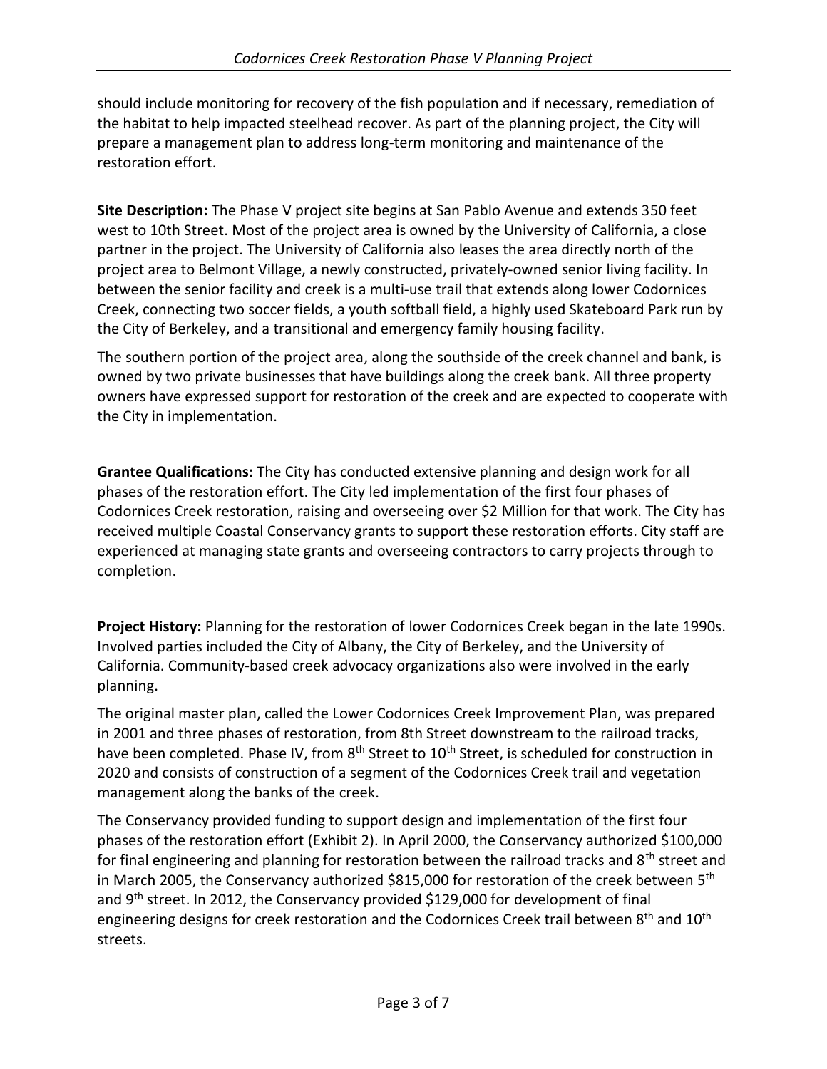should include monitoring for recovery of the fish population and if necessary, remediation of the habitat to help impacted steelhead recover. As part of the planning project, the City will prepare a management plan to address long-term monitoring and maintenance of the restoration effort.

**Site Description:** The Phase V project site begins at San Pablo Avenue and extends 350 feet west to 10th Street. Most of the project area is owned by the University of California, a close partner in the project. The University of California also leases the area directly north of the project area to Belmont Village, a newly constructed, privately-owned senior living facility. In between the senior facility and creek is a multi-use trail that extends along lower Codornices Creek, connecting two soccer fields, a youth softball field, a highly used Skateboard Park run by the City of Berkeley, and a transitional and emergency family housing facility.

The southern portion of the project area, along the southside of the creek channel and bank, is owned by two private businesses that have buildings along the creek bank. All three property owners have expressed support for restoration of the creek and are expected to cooperate with the City in implementation.

**Grantee Qualifications:** The City has conducted extensive planning and design work for all phases of the restoration effort. The City led implementation of the first four phases of Codornices Creek restoration, raising and overseeing over $2 Million for that work. The City has received multiple Coastal Conservancy grants to support these restoration efforts. City staff are experienced at managing state grants and overseeing contractors to carry projects through to completion.

**Project History:** Planning for the restoration of lower Codornices Creek began in the late 1990s. Involved parties included the City of Albany, the City of Berkeley, and the University of California. Community-based creek advocacy organizations also were involved in the early planning.

The original master plan, called the Lower Codornices Creek Improvement Plan, was prepared in 2001 and three phases of restoration, from 8th Street downstream to the railroad tracks, have been completed. Phase IV, from 8th Street to 10th Street, is scheduled for construction in 2020 and consists of construction of a segment of the Codornices Creek trail and vegetation management along the banks of the creek.

The Conservancy provided funding to support design and implementation of the first four phases of the restoration effort (Exhibit 2). In April 2000, the Conservancy authorized $100,000 for final engineering and planning for restoration between the railroad tracks and 8th street and in March 2005, the Conservancy authorized $815,000 for restoration of the creek between 5th and 9th street. In 2012, the Conservancy provided $129,000 for development of final engineering designs for creek restoration and the Codornices Creek trail between 8th and 10th streets.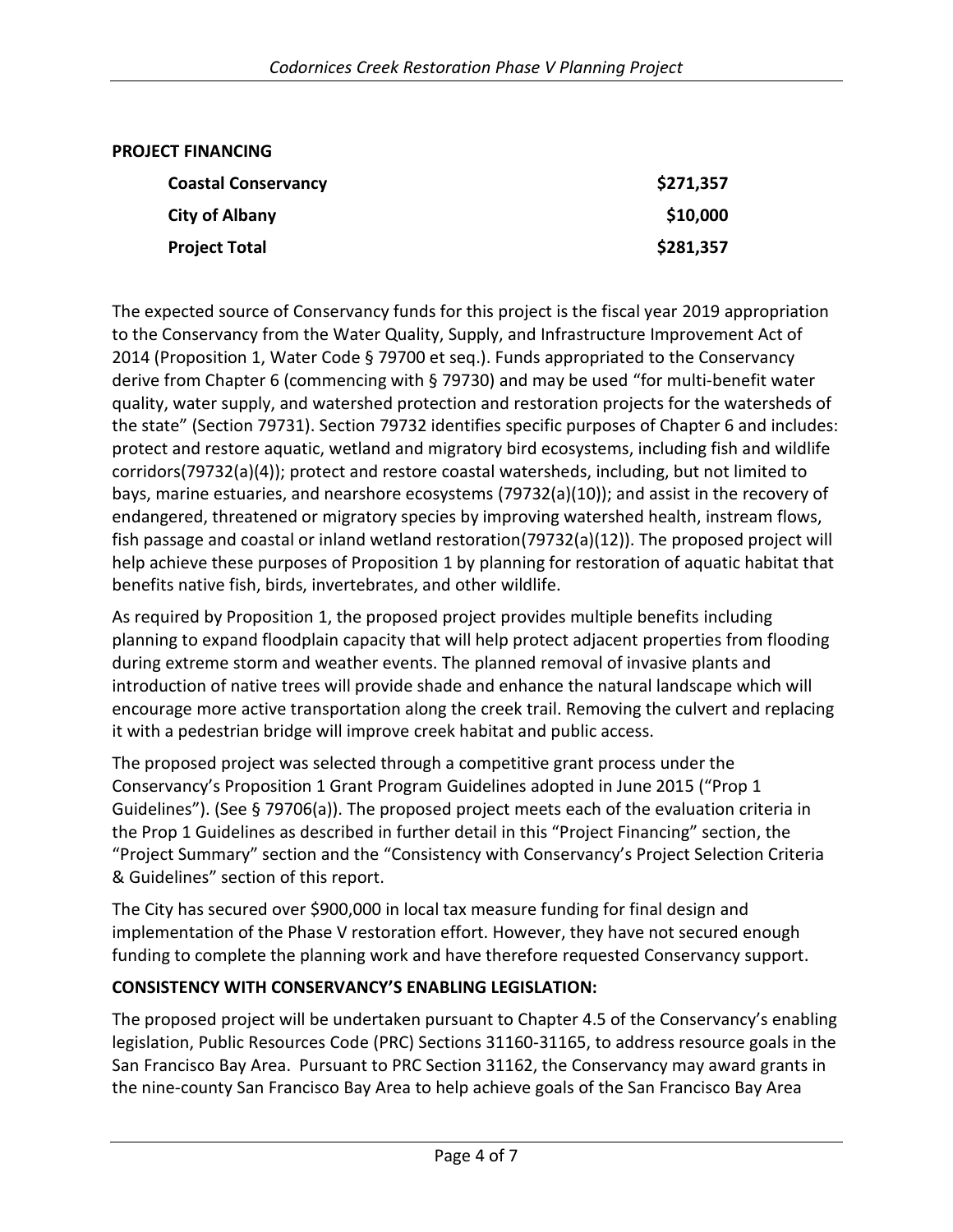**PROJECT FINANCING**

| | |
|---|---|
| **Coastal Conservancy** | **$271,357** |
| **City of Albany** | **$10,000** |
| **Project Total** | **$281,357** |

The expected source of Conservancy funds for this project is the fiscal year 2019 appropriation to the Conservancy from the Water Quality, Supply, and Infrastructure Improvement Act of 2014 (Proposition 1, Water Code § 79700 et seq.). Funds appropriated to the Conservancy derive from Chapter 6 (commencing with § 79730) and may be used "for multi-benefit water quality, water supply, and watershed protection and restoration projects for the watersheds of the state" (Section 79731). Section 79732 identifies specific purposes of Chapter 6 and includes: protect and restore aquatic, wetland and migratory bird ecosystems, including fish and wildlife corridors(79732(a)(4)); protect and restore coastal watersheds, including, but not limited to bays, marine estuaries, and nearshore ecosystems (79732(a)(10)); and assist in the recovery of endangered, threatened or migratory species by improving watershed health, instream flows, fish passage and coastal or inland wetland restoration(79732(a)(12)). The proposed project will help achieve these purposes of Proposition 1 by planning for restoration of aquatic habitat that benefits native fish, birds, invertebrates, and other wildlife.

As required by Proposition 1, the proposed project provides multiple benefits including planning to expand floodplain capacity that will help protect adjacent properties from flooding during extreme storm and weather events. The planned removal of invasive plants and introduction of native trees will provide shade and enhance the natural landscape which will encourage more active transportation along the creek trail. Removing the culvert and replacing it with a pedestrian bridge will improve creek habitat and public access.

The proposed project was selected through a competitive grant process under the Conservancy's Proposition 1 Grant Program Guidelines adopted in June 2015 ("Prop 1 Guidelines"). (See § 79706(a)). The proposed project meets each of the evaluation criteria in the Prop 1 Guidelines as described in further detail in this "Project Financing" section, the "Project Summary" section and the "Consistency with Conservancy's Project Selection Criteria & Guidelines" section of this report.

The City has secured over $900,000 in local tax measure funding for final design and implementation of the Phase V restoration effort. However, they have not secured enough funding to complete the planning work and have therefore requested Conservancy support.

**CONSISTENCY WITH CONSERVANCY'S ENABLING LEGISLATION:**

The proposed project will be undertaken pursuant to Chapter 4.5 of the Conservancy's enabling legislation, Public Resources Code (PRC) Sections 31160-31165, to address resource goals in the San Francisco Bay Area. Pursuant to PRC Section 31162, the Conservancy may award grants in the nine-county San Francisco Bay Area to help achieve goals of the San Francisco Bay Area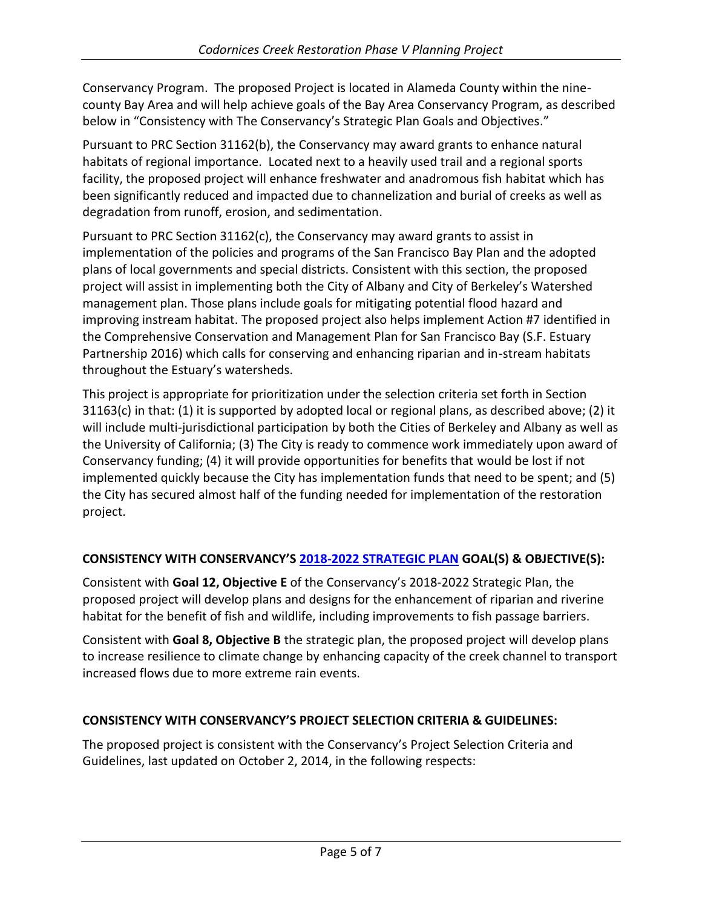Conservancy Program. The proposed Project is located in Alameda County within the nine-county Bay Area and will help achieve goals of the Bay Area Conservancy Program, as described below in "Consistency with The Conservancy's Strategic Plan Goals and Objectives."

Pursuant to PRC Section 31162(b), the Conservancy may award grants to enhance natural habitats of regional importance. Located next to a heavily used trail and a regional sports facility, the proposed project will enhance freshwater and anadromous fish habitat which has been significantly reduced and impacted due to channelization and burial of creeks as well as degradation from runoff, erosion, and sedimentation.

Pursuant to PRC Section 31162(c), the Conservancy may award grants to assist in implementation of the policies and programs of the San Francisco Bay Plan and the adopted plans of local governments and special districts. Consistent with this section, the proposed project will assist in implementing both the City of Albany and City of Berkeley's Watershed management plan. Those plans include goals for mitigating potential flood hazard and improving instream habitat. The proposed project also helps implement Action #7 identified in the Comprehensive Conservation and Management Plan for San Francisco Bay (S.F. Estuary Partnership 2016) which calls for conserving and enhancing riparian and in-stream habitats throughout the Estuary's watersheds.

This project is appropriate for prioritization under the selection criteria set forth in Section 31163(c) in that: (1) it is supported by adopted local or regional plans, as described above; (2) it will include multi-jurisdictional participation by both the Cities of Berkeley and Albany as well as the University of California; (3) The City is ready to commence work immediately upon award of Conservancy funding; (4) it will provide opportunities for benefits that would be lost if not implemented quickly because the City has implementation funds that need to be spent; and (5) the City has secured almost half of the funding needed for implementation of the restoration project.

**CONSISTENCY WITH CONSERVANCY'S [2018-2022 STRATEGIC PLAN] GOAL(S) & OBJECTIVE(S):**

Consistent with **Goal 12, Objective E** of the Conservancy's 2018-2022 Strategic Plan, the proposed project will develop plans and designs for the enhancement of riparian and riverine habitat for the benefit of fish and wildlife, including improvements to fish passage barriers.

Consistent with **Goal 8, Objective B** the strategic plan, the proposed project will develop plans to increase resilience to climate change by enhancing capacity of the creek channel to transport increased flows due to more extreme rain events.

**CONSISTENCY WITH CONSERVANCY'S PROJECT SELECTION CRITERIA & GUIDELINES:**

The proposed project is consistent with the Conservancy's Project Selection Criteria and Guidelines, last updated on October 2, 2014, in the following respects: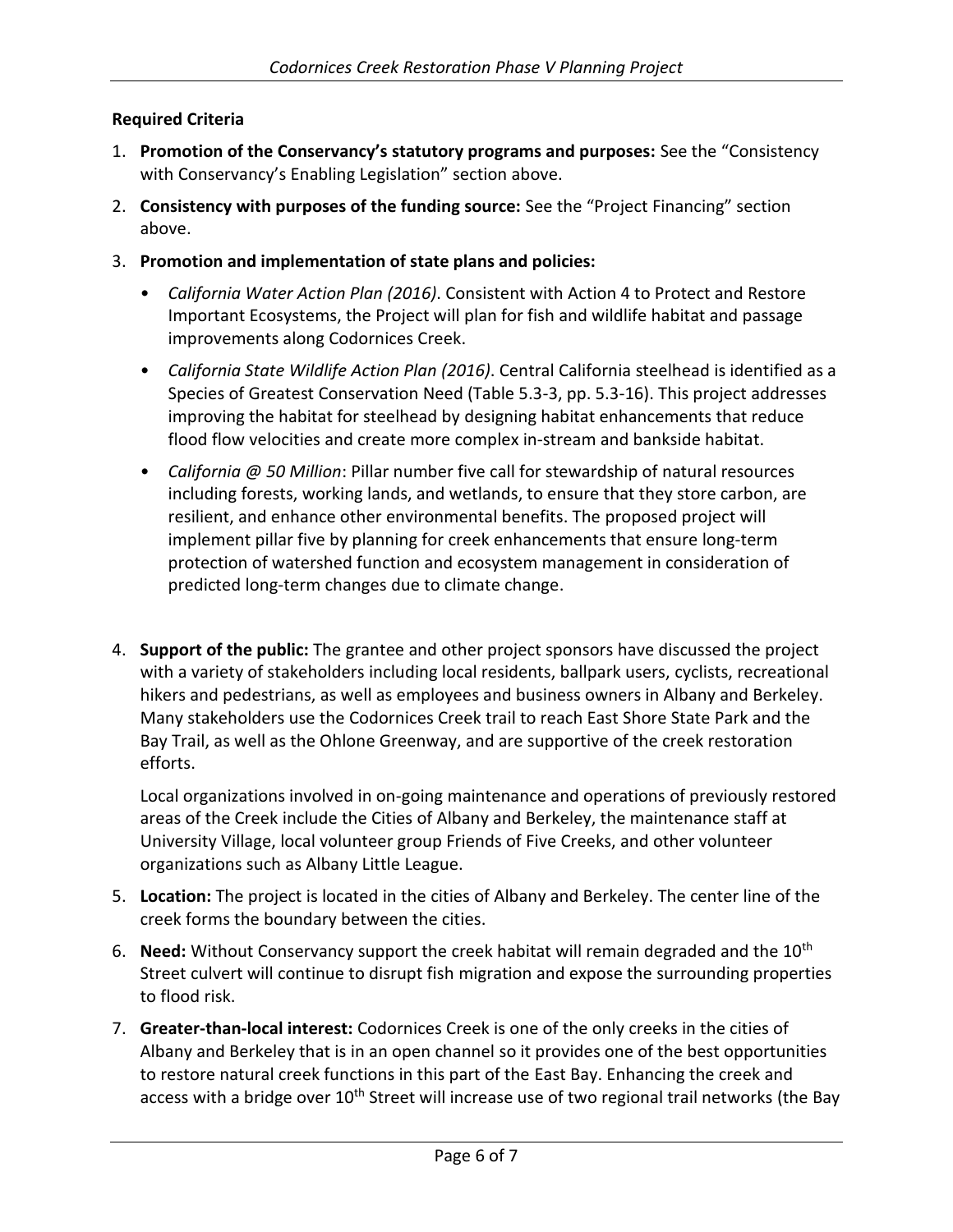**Required Criteria**

1. **Promotion of the Conservancy's statutory programs and purposes:** See the "Consistency with Conservancy's Enabling Legislation" section above.
2. **Consistency with purposes of the funding source:** See the "Project Financing" section above.
3. **Promotion and implementation of state plans and policies:**
    - *California Water Action Plan (2016)*. Consistent with Action 4 to Protect and Restore Important Ecosystems, the Project will plan for fish and wildlife habitat and passage improvements along Codornices Creek.
    - *California State Wildlife Action Plan (2016)*. Central California steelhead is identified as a Species of Greatest Conservation Need (Table 5.3-3, pp. 5.3-16). This project addresses improving the habitat for steelhead by designing habitat enhancements that reduce flood flow velocities and create more complex in-stream and bankside habitat.
    - *California @ 50 Million*: Pillar number five call for stewardship of natural resources including forests, working lands, and wetlands, to ensure that they store carbon, are resilient, and enhance other environmental benefits. The proposed project will implement pillar five by planning for creek enhancements that ensure long-term protection of watershed function and ecosystem management in consideration of predicted long-term changes due to climate change.
4. **Support of the public:** The grantee and other project sponsors have discussed the project with a variety of stakeholders including local residents, ballpark users, cyclists, recreational hikers and pedestrians, as well as employees and business owners in Albany and Berkeley. Many stakeholders use the Codornices Creek trail to reach East Shore State Park and the Bay Trail, as well as the Ohlone Greenway, and are supportive of the creek restoration efforts.

    Local organizations involved in on-going maintenance and operations of previously restored areas of the Creek include the Cities of Albany and Berkeley, the maintenance staff at University Village, local volunteer group Friends of Five Creeks, and other volunteer organizations such as Albany Little League.
5. **Location:** The project is located in the cities of Albany and Berkeley. The center line of the creek forms the boundary between the cities.
6. **Need:** Without Conservancy support the creek habitat will remain degraded and the 10th Street culvert will continue to disrupt fish migration and expose the surrounding properties to flood risk.
7. **Greater-than-local interest:** Codornices Creek is one of the only creeks in the cities of Albany and Berkeley that is in an open channel so it provides one of the best opportunities to restore natural creek functions in this part of the East Bay. Enhancing the creek and access with a bridge over 10th Street will increase use of two regional trail networks (the Bay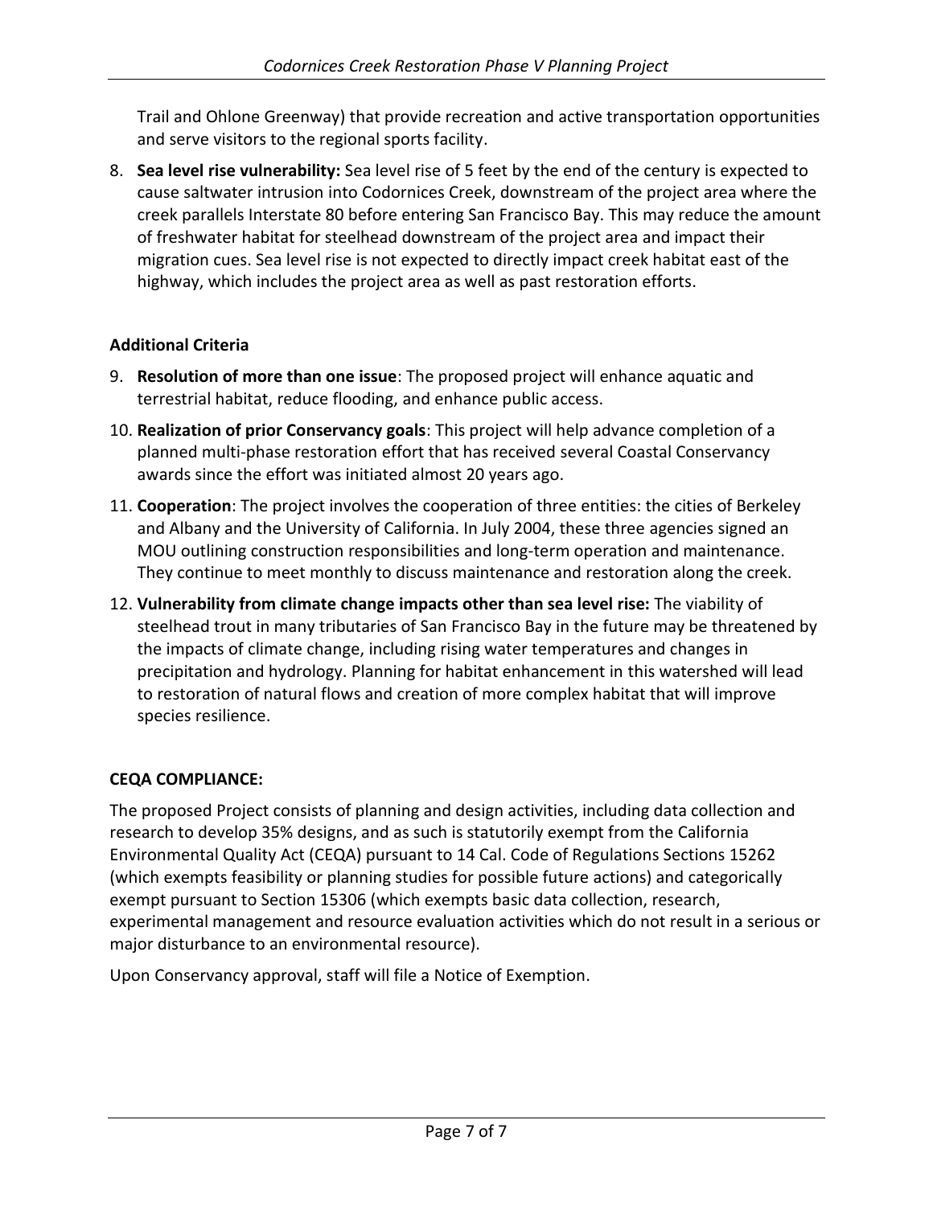Trail and Ohlone Greenway) that provide recreation and active transportation opportunities and serve visitors to the regional sports facility.

8. **Sea level rise vulnerability:** Sea level rise of 5 feet by the end of the century is expected to cause saltwater intrusion into Codornices Creek, downstream of the project area where the creek parallels Interstate 80 before entering San Francisco Bay. This may reduce the amount of freshwater habitat for steelhead downstream of the project area and impact their migration cues. Sea level rise is not expected to directly impact creek habitat east of the highway, which includes the project area as well as past restoration efforts.

**Additional Criteria**

9. **Resolution of more than one issue**: The proposed project will enhance aquatic and terrestrial habitat, reduce flooding, and enhance public access.
10. **Realization of prior Conservancy goals**: This project will help advance completion of a planned multi-phase restoration effort that has received several Coastal Conservancy awards since the effort was initiated almost 20 years ago.
11. **Cooperation**: The project involves the cooperation of three entities: the cities of Berkeley and Albany and the University of California. In July 2004, these three agencies signed an MOU outlining construction responsibilities and long-term operation and maintenance. They continue to meet monthly to discuss maintenance and restoration along the creek.
12. **Vulnerability from climate change impacts other than sea level rise:** The viability of steelhead trout in many tributaries of San Francisco Bay in the future may be threatened by the impacts of climate change, including rising water temperatures and changes in precipitation and hydrology. Planning for habitat enhancement in this watershed will lead to restoration of natural flows and creation of more complex habitat that will improve species resilience.

**CEQA COMPLIANCE:**

The proposed Project consists of planning and design activities, including data collection and research to develop 35% designs, and as such is statutorily exempt from the California Environmental Quality Act (CEQA) pursuant to 14 Cal. Code of Regulations Sections 15262 (which exempts feasibility or planning studies for possible future actions) and categorically exempt pursuant to Section 15306 (which exempts basic data collection, research, experimental management and resource evaluation activities which do not result in a serious or major disturbance to an environmental resource).

Upon Conservancy approval, staff will file a Notice of Exemption.